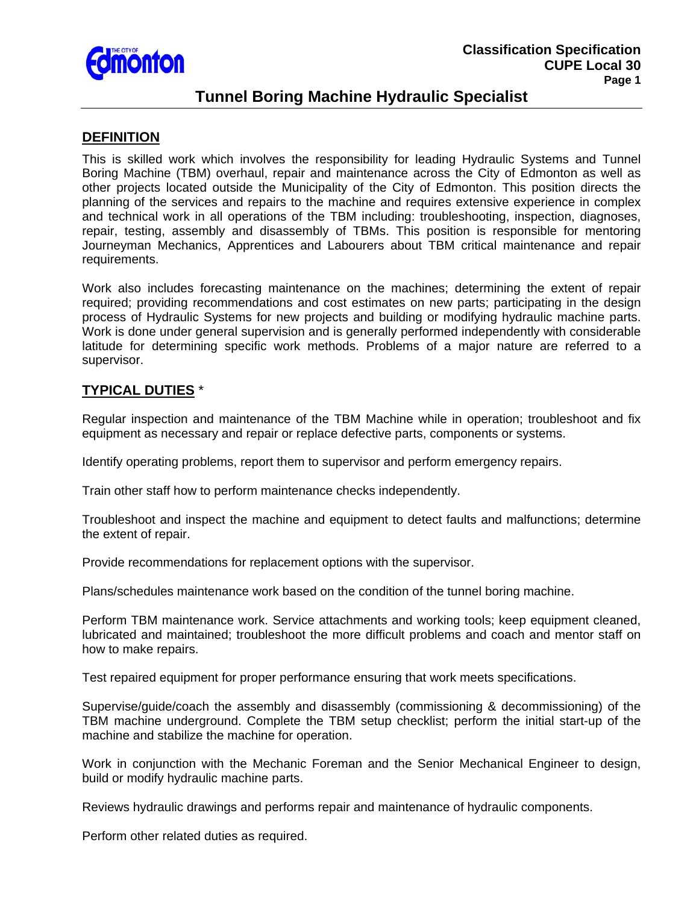# Tunnel Boring Machine Hydraulic Specialist

Classification Specification
CUPE Local 30

## DEFINITION

This is skilled work which involves the responsibility for leading Hydraulic Systems and Tunnel Boring Machine (TBM) overhaul, repair and maintenance across the City of Edmonton as well as other projects located outside the Municipality of the City of Edmonton. This position directs the planning of the services and repairs to the machine and requires extensive experience in complex and technical work in all operations of the TBM including: troubleshooting, inspection, diagnoses, repair, testing, assembly and disassembly of TBMs. This position is responsible for mentoring Journeyman Mechanics, Apprentices and Labourers about TBM critical maintenance and repair requirements.

Work also includes forecasting maintenance on the machines; determining the extent of repair required; providing recommendations and cost estimates on new parts; participating in the design process of Hydraulic Systems for new projects and building or modifying hydraulic machine parts. Work is done under general supervision and is generally performed independently with considerable latitude for determining specific work methods. Problems of a major nature are referred to a supervisor.

## TYPICAL DUTIES *

Regular inspection and maintenance of the TBM Machine while in operation; troubleshoot and fix equipment as necessary and repair or replace defective parts, components or systems.

Identify operating problems, report them to supervisor and perform emergency repairs.

Train other staff how to perform maintenance checks independently.

Troubleshoot and inspect the machine and equipment to detect faults and malfunctions; determine the extent of repair.

Provide recommendations for replacement options with the supervisor.

Plans/schedules maintenance work based on the condition of the tunnel boring machine.

Perform TBM maintenance work. Service attachments and working tools; keep equipment cleaned, lubricated and maintained; troubleshoot the more difficult problems and coach and mentor staff on how to make repairs.

Test repaired equipment for proper performance ensuring that work meets specifications.

Supervise/guide/coach the assembly and disassembly (commissioning & decommissioning) of the TBM machine underground. Complete the TBM setup checklist; perform the initial start-up of the machine and stabilize the machine for operation.

Work in conjunction with the Mechanic Foreman and the Senior Mechanical Engineer to design, build or modify hydraulic machine parts.

Reviews hydraulic drawings and performs repair and maintenance of hydraulic components.

Perform other related duties as required.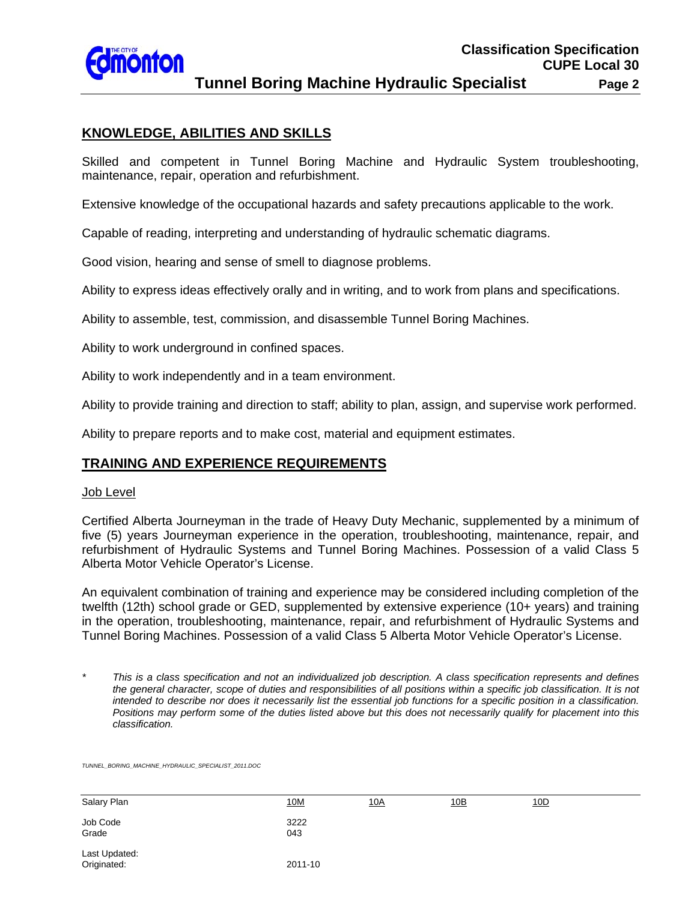## KNOWLEDGE, ABILITIES AND SKILLS

Skilled and competent in Tunnel Boring Machine and Hydraulic System troubleshooting, maintenance, repair, operation and refurbishment.

Extensive knowledge of the occupational hazards and safety precautions applicable to the work.

Capable of reading, interpreting and understanding of hydraulic schematic diagrams.

Good vision, hearing and sense of smell to diagnose problems.

Ability to express ideas effectively orally and in writing, and to work from plans and specifications.

Ability to assemble, test, commission, and disassemble Tunnel Boring Machines.

Ability to work underground in confined spaces.

Ability to work independently and in a team environment.

Ability to provide training and direction to staff; ability to plan, assign, and supervise work performed.

Ability to prepare reports and to make cost, material and equipment estimates.

## TRAINING AND EXPERIENCE REQUIREMENTS

### Job Level

Certified Alberta Journeyman in the trade of Heavy Duty Mechanic, supplemented by a minimum of five (5) years Journeyman experience in the operation, troubleshooting, maintenance, repair, and refurbishment of Hydraulic Systems and Tunnel Boring Machines. Possession of a valid Class 5 Alberta Motor Vehicle Operator's License.

An equivalent combination of training and experience may be considered including completion of the twelfth (12th) school grade or GED, supplemented by extensive experience (10+ years) and training in the operation, troubleshooting, maintenance, repair, and refurbishment of Hydraulic Systems and Tunnel Boring Machines. Possession of a valid Class 5 Alberta Motor Vehicle Operator's License.

\* *This is a class specification and not an individualized job description. A class specification represents and defines the general character, scope of duties and responsibilities of all positions within a specific job classification. It is not intended to describe nor does it necessarily list the essential job functions for a specific position in a classification. Positions may perform some of the duties listed above but this does not necessarily qualify for placement into this classification.*

*TUNNEL_BORING_MACHINE_HYDRAULIC_SPECIALIST_2011.DOC*

| | | | | |
|---|---|---|---|---|
| Salary Plan | 10M | 10A | 10B | 10D |
| Job Code | 3222 | | | |
| Grade | 043 | | | |
| Last Updated: | | | | |
| Originated: | 2011-10 | | | |